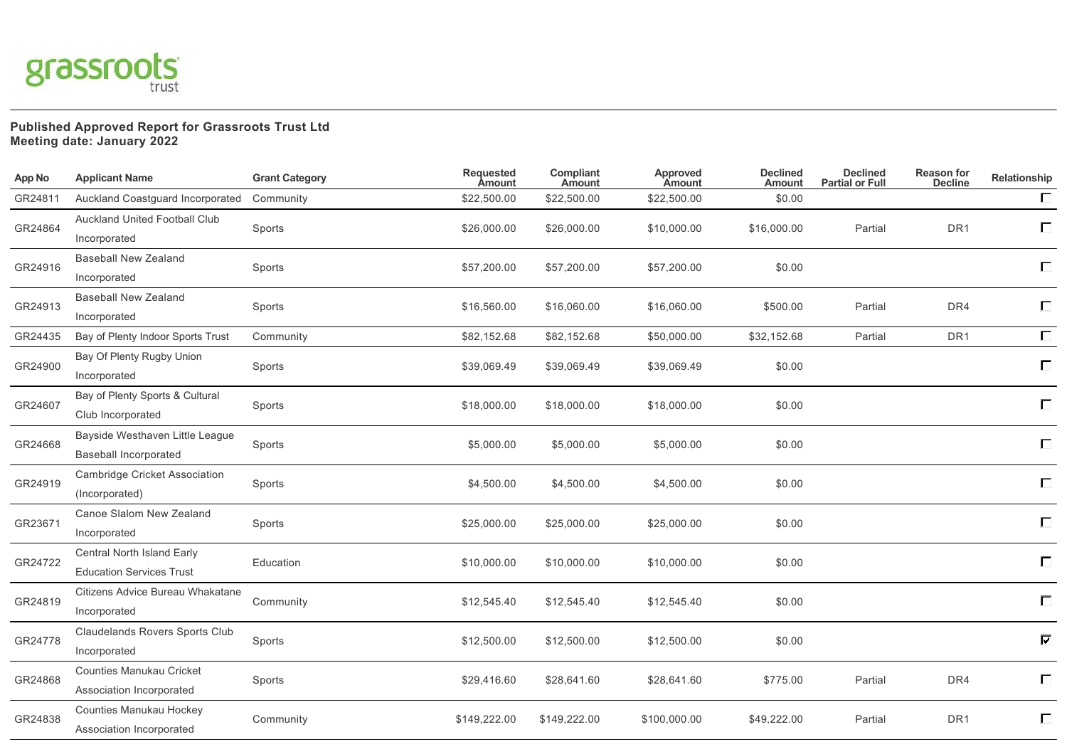grassroots trust

**Published Approved Report for Grassroots Trust Ltd**
**Meeting date: January 2022**

| App No | Applicant Name | Grant Category | Requested Amount | Compliant Amount | Approved Amount | Declined Amount | Declined Partial or Full | Reason for Decline | Relationship |
|---|---|---|---|---|---|---|---|---|---|
| GR24811 | Auckland Coastguard Incorporated | Community | $22,500.00 | $22,500.00 | $22,500.00 | $0.00 | | | ☐ |
| GR24864 | Auckland United Football Club Incorporated | Sports | $26,000.00 | $26,000.00 | $10,000.00 | $16,000.00 | Partial | DR1 | ☐ |
| GR24916 | Baseball New Zealand Incorporated | Sports | $57,200.00 | $57,200.00 | $57,200.00 | $0.00 | | | ☐ |
| GR24913 | Baseball New Zealand Incorporated | Sports | $16,560.00 | $16,060.00 | $16,060.00 | $500.00 | Partial | DR4 | ☐ |
| GR24435 | Bay of Plenty Indoor Sports Trust | Community | $82,152.68 | $82,152.68 | $50,000.00 | $32,152.68 | Partial | DR1 | ☐ |
| GR24900 | Bay Of Plenty Rugby Union Incorporated | Sports | $39,069.49 | $39,069.49 | $39,069.49 | $0.00 | | | ☐ |
| GR24607 | Bay of Plenty Sports & Cultural Club Incorporated | Sports | $18,000.00 | $18,000.00 | $18,000.00 | $0.00 | | | ☐ |
| GR24668 | Bayside Westhaven Little League Baseball Incorporated | Sports | $5,000.00 | $5,000.00 | $5,000.00 | $0.00 | | | ☐ |
| GR24919 | Cambridge Cricket Association (Incorporated) | Sports | $4,500.00 | $4,500.00 | $4,500.00 | $0.00 | | | ☐ |
| GR23671 | Canoe Slalom New Zealand Incorporated | Sports | $25,000.00 | $25,000.00 | $25,000.00 | $0.00 | | | ☐ |
| GR24722 | Central North Island Early Education Services Trust | Education | $10,000.00 | $10,000.00 | $10,000.00 | $0.00 | | | ☐ |
| GR24819 | Citizens Advice Bureau Whakatane Incorporated | Community | $12,545.40 | $12,545.40 | $12,545.40 | $0.00 | | | ☐ |
| GR24778 | Claudelands Rovers Sports Club Incorporated | Sports | $12,500.00 | $12,500.00 | $12,500.00 | $0.00 | | | ☑ |
| GR24868 | Counties Manukau Cricket Association Incorporated | Sports | $29,416.60 | $28,641.60 | $28,641.60 | $775.00 | Partial | DR4 | ☐ |
| GR24838 | Counties Manukau Hockey Association Incorporated | Community | $149,222.00 | $149,222.00 | $100,000.00 | $49,222.00 | Partial | DR1 | ☐ |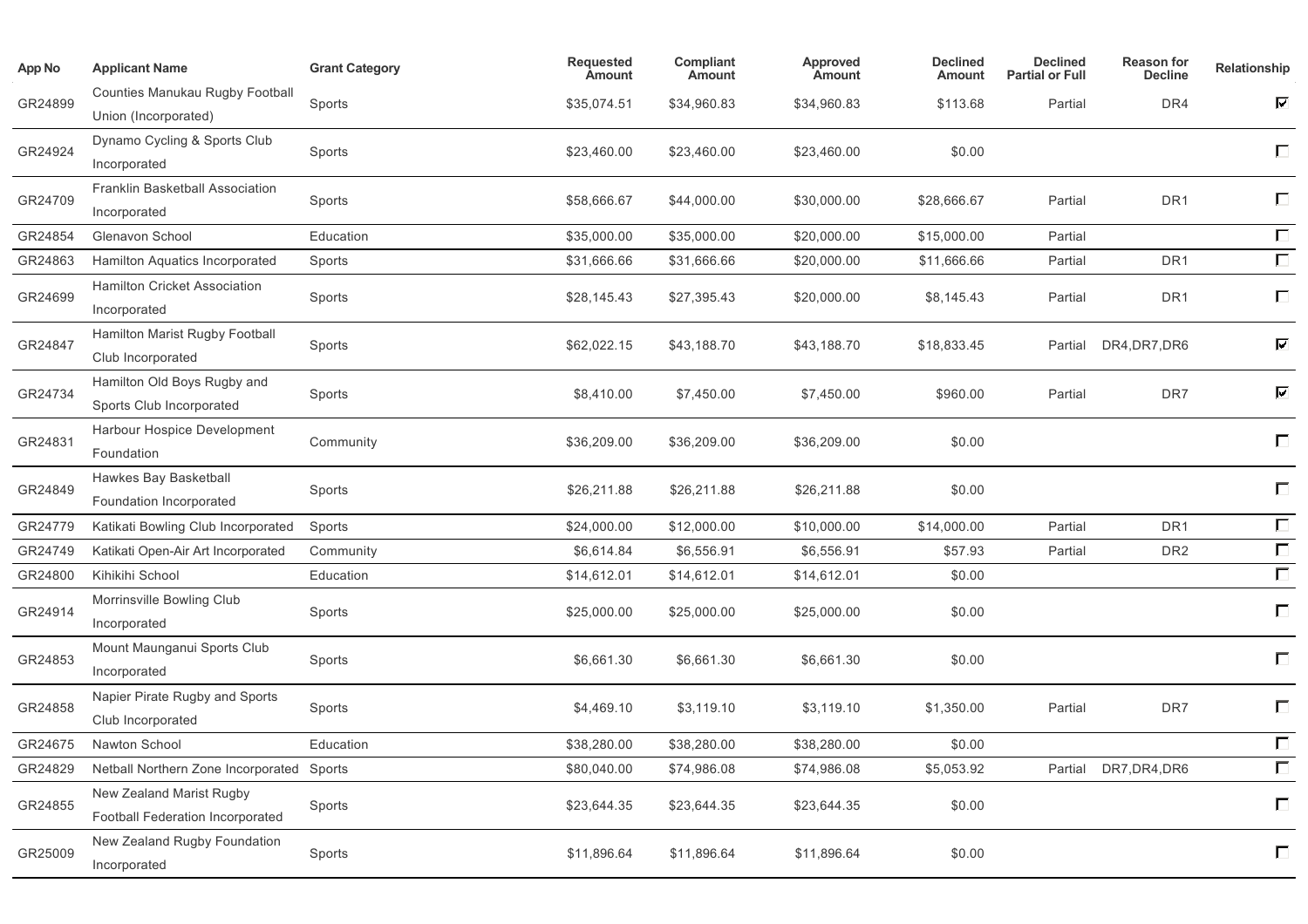| App No | Applicant Name | Grant Category | Requested Amount | Compliant Amount | Approved Amount | Declined Amount | Declined Partial or Full | Reason for Decline | Relationship |
|---|---|---|---|---|---|---|---|---|---|
| GR24899 | Counties Manukau Rugby Football Union (Incorporated) | Sports | $35,074.51 | $34,960.83 | $34,960.83 | $113.68 | Partial | DR4 | ☑ |
| GR24924 | Dynamo Cycling & Sports Club Incorporated | Sports | $23,460.00 | $23,460.00 | $23,460.00 | $0.00 | | | ☐ |
| GR24709 | Franklin Basketball Association Incorporated | Sports | $58,666.67 | $44,000.00 | $30,000.00 | $28,666.67 | Partial | DR1 | ☐ |
| GR24854 | Glenavon School | Education | $35,000.00 | $35,000.00 | $20,000.00 | $15,000.00 | Partial | | ☐ |
| GR24863 | Hamilton Aquatics Incorporated | Sports | $31,666.66 | $31,666.66 | $20,000.00 | $11,666.66 | Partial | DR1 | ☐ |
| GR24699 | Hamilton Cricket Association Incorporated | Sports | $28,145.43 | $27,395.43 | $20,000.00 | $8,145.43 | Partial | DR1 | ☐ |
| GR24847 | Hamilton Marist Rugby Football Club Incorporated | Sports | $62,022.15 | $43,188.70 | $43,188.70 | $18,833.45 | Partial | DR4,DR7,DR6 | ☑ |
| GR24734 | Hamilton Old Boys Rugby and Sports Club Incorporated | Sports | $8,410.00 | $7,450.00 | $7,450.00 | $960.00 | Partial | DR7 | ☑ |
| GR24831 | Harbour Hospice Development Foundation | Community | $36,209.00 | $36,209.00 | $36,209.00 | $0.00 | | | ☐ |
| GR24849 | Hawkes Bay Basketball Foundation Incorporated | Sports | $26,211.88 | $26,211.88 | $26,211.88 | $0.00 | | | ☐ |
| GR24779 | Katikati Bowling Club Incorporated | Sports | $24,000.00 | $12,000.00 | $10,000.00 | $14,000.00 | Partial | DR1 | ☐ |
| GR24749 | Katikati Open-Air Art Incorporated | Community | $6,614.84 | $6,556.91 | $6,556.91 | $57.93 | Partial | DR2 | ☐ |
| GR24800 | Kihikihi School | Education | $14,612.01 | $14,612.01 | $14,612.01 | $0.00 | | | ☐ |
| GR24914 | Morrinsville Bowling Club Incorporated | Sports | $25,000.00 | $25,000.00 | $25,000.00 | $0.00 | | | ☐ |
| GR24853 | Mount Maunganui Sports Club Incorporated | Sports | $6,661.30 | $6,661.30 | $6,661.30 | $0.00 | | | ☐ |
| GR24858 | Napier Pirate Rugby and Sports Club Incorporated | Sports | $4,469.10 | $3,119.10 | $3,119.10 | $1,350.00 | Partial | DR7 | ☐ |
| GR24675 | Nawton School | Education | $38,280.00 | $38,280.00 | $38,280.00 | $0.00 | | | ☐ |
| GR24829 | Netball Northern Zone Incorporated | Sports | $80,040.00 | $74,986.08 | $74,986.08 | $5,053.92 | Partial | DR7,DR4,DR6 | ☐ |
| GR24855 | New Zealand Marist Rugby Football Federation Incorporated | Sports | $23,644.35 | $23,644.35 | $23,644.35 | $0.00 | | | ☐ |
| GR25009 | New Zealand Rugby Foundation Incorporated | Sports | $11,896.64 | $11,896.64 | $11,896.64 | $0.00 | | | ☐ |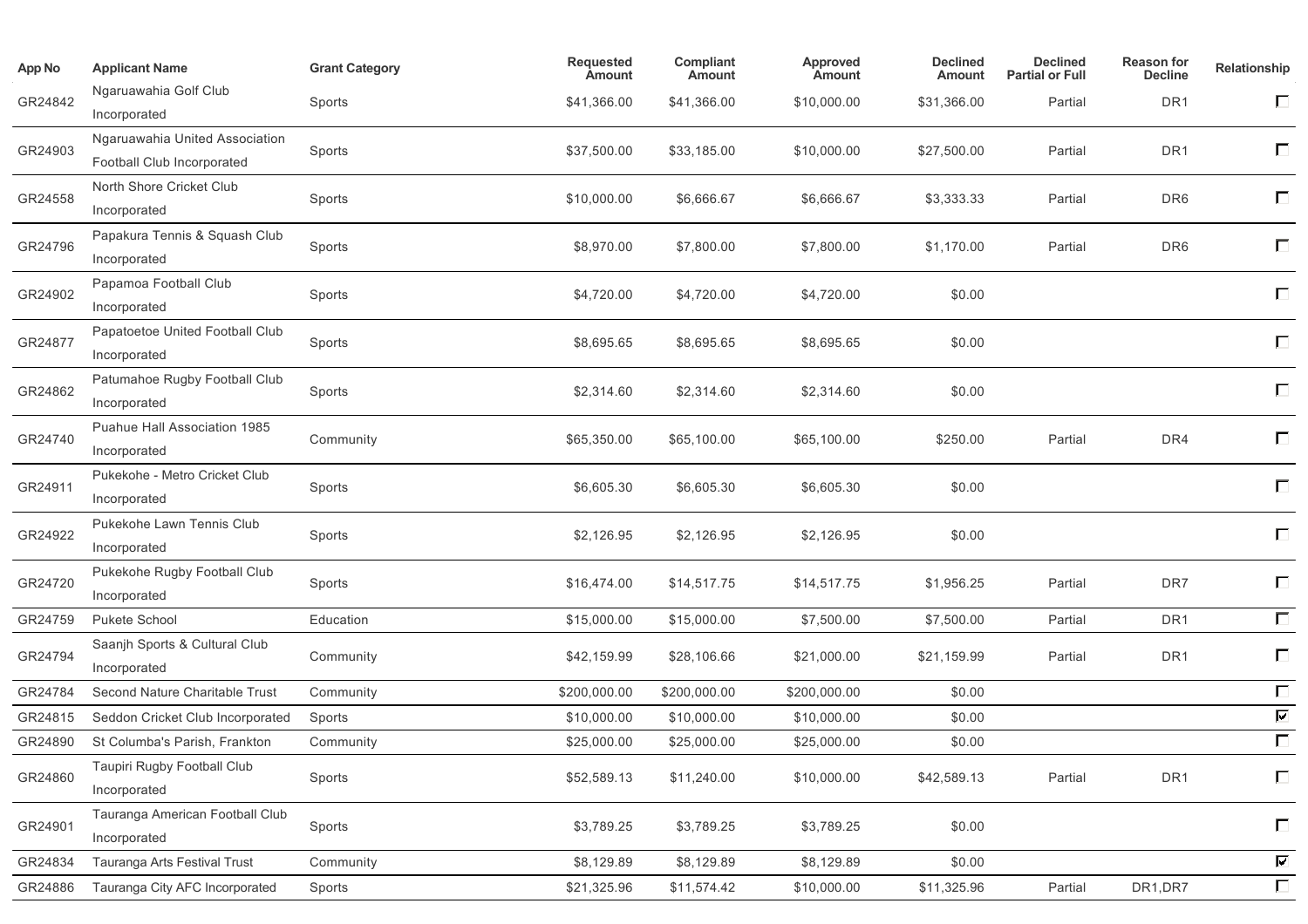| App No | Applicant Name | Grant Category | Requested Amount | Compliant Amount | Approved Amount | Declined Amount | Declined Partial or Full | Reason for Decline | Relationship |
|---|---|---|---|---|---|---|---|---|---|
| GR24842 | Ngaruawahia Golf Club Incorporated | Sports | $41,366.00 | $41,366.00 | $10,000.00 | $31,366.00 | Partial | DR1 | ☐ |
| GR24903 | Ngaruawahia United Association Football Club Incorporated | Sports | $37,500.00 | $33,185.00 | $10,000.00 | $27,500.00 | Partial | DR1 | ☐ |
| GR24558 | North Shore Cricket Club Incorporated | Sports | $10,000.00 | $6,666.67 | $6,666.67 | $3,333.33 | Partial | DR6 | ☐ |
| GR24796 | Papakura Tennis & Squash Club Incorporated | Sports | $8,970.00 | $7,800.00 | $7,800.00 | $1,170.00 | Partial | DR6 | ☐ |
| GR24902 | Papamoa Football Club Incorporated | Sports | $4,720.00 | $4,720.00 | $4,720.00 | $0.00 | | | ☐ |
| GR24877 | Papatoetoe United Football Club Incorporated | Sports | $8,695.65 | $8,695.65 | $8,695.65 | $0.00 | | | ☐ |
| GR24862 | Patumahoe Rugby Football Club Incorporated | Sports | $2,314.60 | $2,314.60 | $2,314.60 | $0.00 | | | ☐ |
| GR24740 | Puahue Hall Association 1985 Incorporated | Community | $65,350.00 | $65,100.00 | $65,100.00 | $250.00 | Partial | DR4 | ☐ |
| GR24911 | Pukekohe - Metro Cricket Club Incorporated | Sports | $6,605.30 | $6,605.30 | $6,605.30 | $0.00 | | | ☐ |
| GR24922 | Pukekohe Lawn Tennis Club Incorporated | Sports | $2,126.95 | $2,126.95 | $2,126.95 | $0.00 | | | ☐ |
| GR24720 | Pukekohe Rugby Football Club Incorporated | Sports | $16,474.00 | $14,517.75 | $14,517.75 | $1,956.25 | Partial | DR7 | ☐ |
| GR24759 | Pukete School | Education | $15,000.00 | $15,000.00 | $7,500.00 | $7,500.00 | Partial | DR1 | ☐ |
| GR24794 | Saanjh Sports & Cultural Club Incorporated | Community | $42,159.99 | $28,106.66 | $21,000.00 | $21,159.99 | Partial | DR1 | ☐ |
| GR24784 | Second Nature Charitable Trust | Community | $200,000.00 | $200,000.00 | $200,000.00 | $0.00 | | | ☐ |
| GR24815 | Seddon Cricket Club Incorporated | Sports | $10,000.00 | $10,000.00 | $10,000.00 | $0.00 | | | ☑ |
| GR24890 | St Columba's Parish, Frankton | Community | $25,000.00 | $25,000.00 | $25,000.00 | $0.00 | | | ☐ |
| GR24860 | Taupiri Rugby Football Club Incorporated | Sports | $52,589.13 | $11,240.00 | $10,000.00 | $42,589.13 | Partial | DR1 | ☐ |
| GR24901 | Tauranga American Football Club Incorporated | Sports | $3,789.25 | $3,789.25 | $3,789.25 | $0.00 | | | ☐ |
| GR24834 | Tauranga Arts Festival Trust | Community | $8,129.89 | $8,129.89 | $8,129.89 | $0.00 | | | ☑ |
| GR24886 | Tauranga City AFC Incorporated | Sports | $21,325.96 | $11,574.42 | $10,000.00 | $11,325.96 | Partial | DR1,DR7 | ☐ |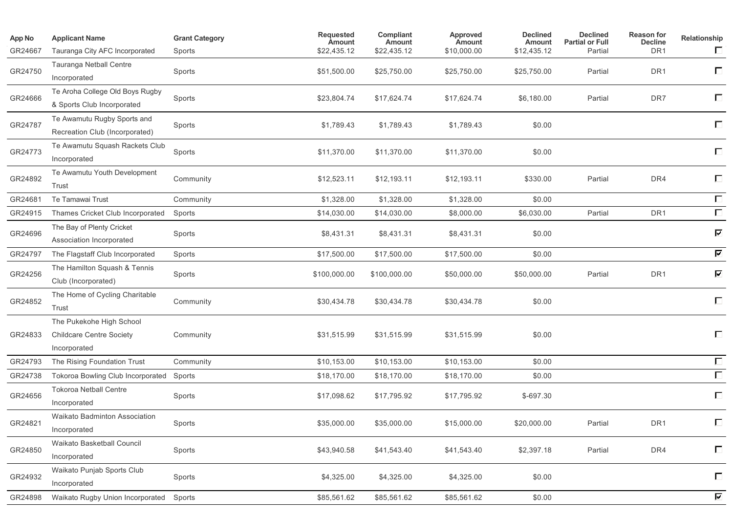| App No | Applicant Name | Grant Category | Requested Amount | Compliant Amount | Approved Amount | Declined Amount | Declined Partial or Full | Reason for Decline | Relationship |
|---|---|---|---|---|---|---|---|---|---|
| GR24667 | Tauranga City AFC Incorporated | Sports | $22,435.12 | $22,435.12 | $10,000.00 | $12,435.12 | Partial | DR1 | ☐ |
| GR24750 | Tauranga Netball Centre Incorporated | Sports | $51,500.00 | $25,750.00 | $25,750.00 | $25,750.00 | Partial | DR1 | ☐ |
| GR24666 | Te Aroha College Old Boys Rugby & Sports Club Incorporated | Sports | $23,804.74 | $17,624.74 | $17,624.74 | $6,180.00 | Partial | DR7 | ☐ |
| GR24787 | Te Awamutu Rugby Sports and Recreation Club (Incorporated) | Sports | $1,789.43 | $1,789.43 | $1,789.43 | $0.00 | | | ☐ |
| GR24773 | Te Awamutu Squash Rackets Club Incorporated | Sports | $11,370.00 | $11,370.00 | $11,370.00 | $0.00 | | | ☐ |
| GR24892 | Te Awamutu Youth Development Trust | Community | $12,523.11 | $12,193.11 | $12,193.11 | $330.00 | Partial | DR4 | ☐ |
| GR24681 | Te Tamawai Trust | Community | $1,328.00 | $1,328.00 | $1,328.00 | $0.00 | | | ☐ |
| GR24915 | Thames Cricket Club Incorporated | Sports | $14,030.00 | $14,030.00 | $8,000.00 | $6,030.00 | Partial | DR1 | ☐ |
| GR24696 | The Bay of Plenty Cricket Association Incorporated | Sports | $8,431.31 | $8,431.31 | $8,431.31 | $0.00 | | | ☑ |
| GR24797 | The Flagstaff Club Incorporated | Sports | $17,500.00 | $17,500.00 | $17,500.00 | $0.00 | | | ☑ |
| GR24256 | The Hamilton Squash & Tennis Club (Incorporated) | Sports | $100,000.00 | $100,000.00 | $50,000.00 | $50,000.00 | Partial | DR1 | ☑ |
| GR24852 | The Home of Cycling Charitable Trust | Community | $30,434.78 | $30,434.78 | $30,434.78 | $0.00 | | | ☐ |
| GR24833 | The Pukekohe High School Childcare Centre Society Incorporated | Community | $31,515.99 | $31,515.99 | $31,515.99 | $0.00 | | | ☐ |
| GR24793 | The Rising Foundation Trust | Community | $10,153.00 | $10,153.00 | $10,153.00 | $0.00 | | | ☐ |
| GR24738 | Tokoroa Bowling Club Incorporated | Sports | $18,170.00 | $18,170.00 | $18,170.00 | $0.00 | | | ☐ |
| GR24656 | Tokoroa Netball Centre Incorporated | Sports | $17,098.62 | $17,795.92 | $17,795.92 | $-697.30 | | | ☐ |
| GR24821 | Waikato Badminton Association Incorporated | Sports | $35,000.00 | $35,000.00 | $15,000.00 | $20,000.00 | Partial | DR1 | ☐ |
| GR24850 | Waikato Basketball Council Incorporated | Sports | $43,940.58 | $41,543.40 | $41,543.40 | $2,397.18 | Partial | DR4 | ☐ |
| GR24932 | Waikato Punjab Sports Club Incorporated | Sports | $4,325.00 | $4,325.00 | $4,325.00 | $0.00 | | | ☐ |
| GR24898 | Waikato Rugby Union Incorporated | Sports | $85,561.62 | $85,561.62 | $85,561.62 | $0.00 | | | ☑ |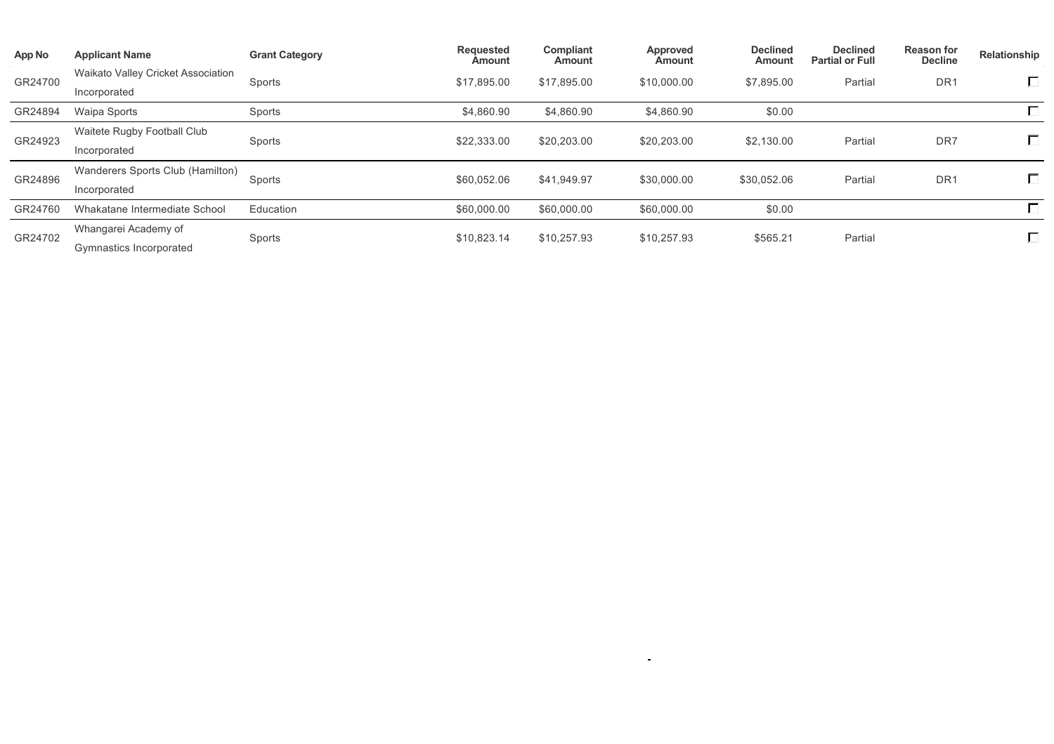| App No | Applicant Name | Grant Category | Requested Amount | Compliant Amount | Approved Amount | Declined Amount | Declined Partial or Full | Reason for Decline | Relationship |
|---|---|---|---|---|---|---|---|---|---|
| GR24700 | Waikato Valley Cricket Association Incorporated | Sports | $17,895.00 | $17,895.00 | $10,000.00 | $7,895.00 | Partial | DR1 | ☐ |
| GR24894 | Waipa Sports | Sports | $4,860.90 | $4,860.90 | $4,860.90 | $0.00 | | | ☐ |
| GR24923 | Waitete Rugby Football Club Incorporated | Sports | $22,333.00 | $20,203.00 | $20,203.00 | $2,130.00 | Partial | DR7 | ☐ |
| GR24896 | Wanderers Sports Club (Hamilton) Incorporated | Sports | $60,052.06 | $41,949.97 | $30,000.00 | $30,052.06 | Partial | DR1 | ☐ |
| GR24760 | Whakatane Intermediate School | Education | $60,000.00 | $60,000.00 | $60,000.00 | $0.00 | | | ☐ |
| GR24702 | Whangarei Academy of Gymnastics Incorporated | Sports | $10,823.14 | $10,257.93 | $10,257.93 | $565.21 | Partial | | ☐ |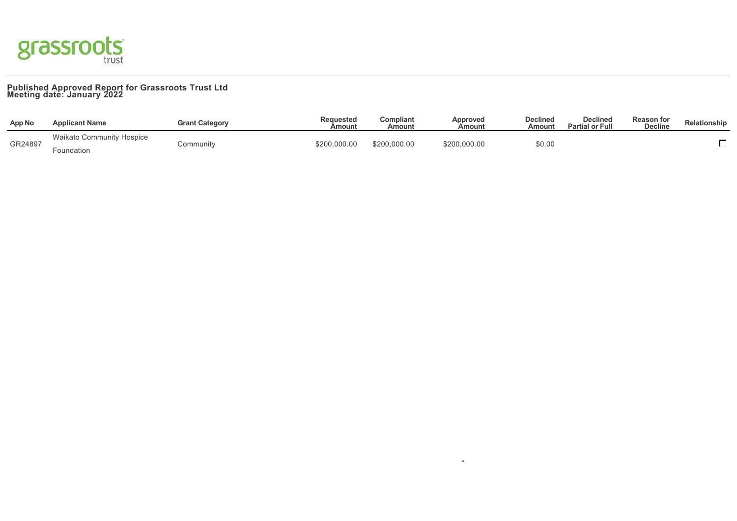**Published Approved Report for Grassroots Trust Ltd**
**Meeting date: January 2022**

| App No | Applicant Name | Grant Category | Requested Amount | Compliant Amount | Approved Amount | Declined Amount | Declined Partial or Full | Reason for Decline | Relationship |
|---|---|---|---|---|---|---|---|---|---|
| GR24897 | Waikato Community Hospice Foundation | Community | $200,000.00 | $200,000.00 | $200,000.00 | $0.00 | | | ☐ |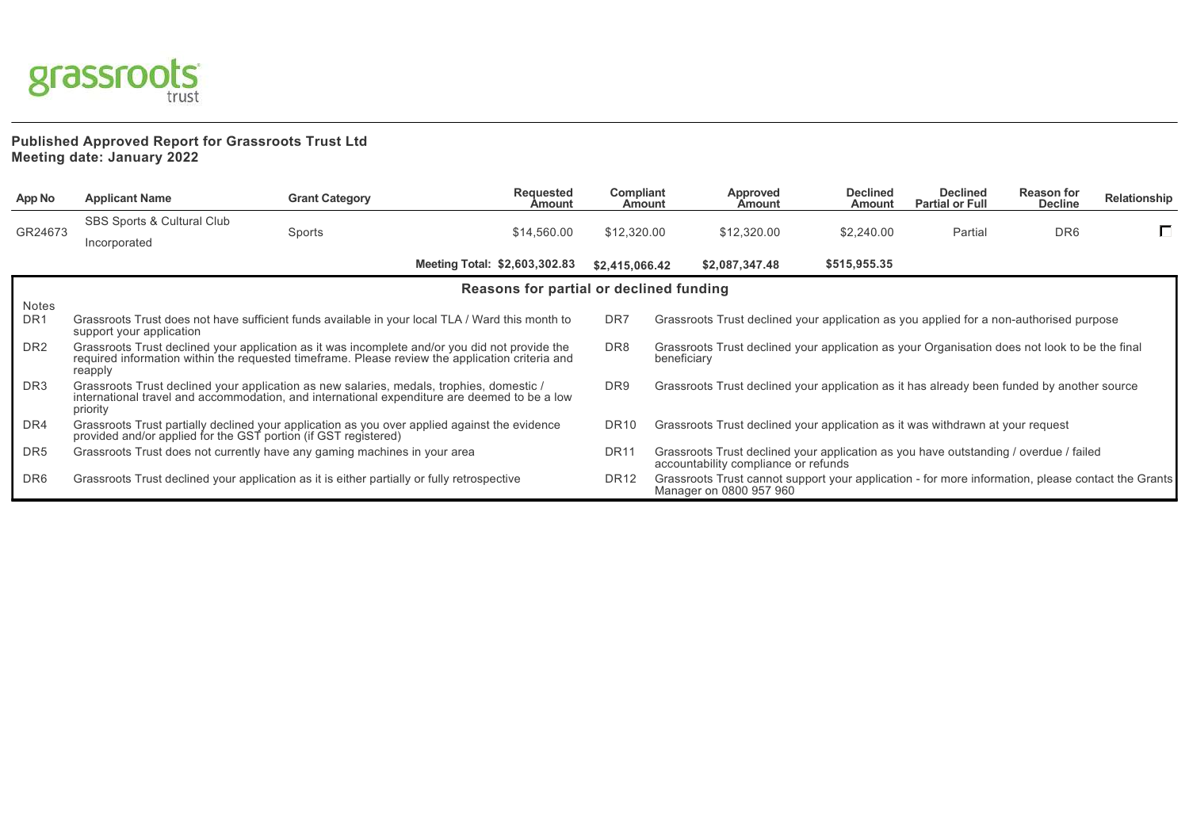grassroots trust

**Published Approved Report for Grassroots Trust Ltd**
**Meeting date: January 2022**

| App No | Applicant Name | Grant Category | Requested Amount | Compliant Amount | Approved Amount | Declined Amount | Declined Partial or Full | Reason for Decline | Relationship |
|---|---|---|---|---|---|---|---|---|---|
| GR24673 | SBS Sports & Cultural Club Incorporated | Sports | $14,560.00 | $12,320.00 | $12,320.00 | $2,240.00 | Partial | DR6 | ☐ |
| | | | **Meeting Total: $2,603,302.83** | **$2,415,066.42** | **$2,087,347.48** | **$515,955.35** | | | |

### Reasons for partial or declined funding

Notes

| Code | Reason | Code | Reason |
|---|---|---|---|
| DR1 | Grassroots Trust does not have sufficient funds available in your local TLA / Ward this month to support your application | DR7 | Grassroots Trust declined your application as you applied for a non-authorised purpose |
| DR2 | Grassroots Trust declined your application as it was incomplete and/or you did not provide the required information within the requested timeframe. Please review the application criteria and reapply | DR8 | Grassroots Trust declined your application as your Organisation does not look to be the final beneficiary |
| DR3 | Grassroots Trust declined your application as new salaries, medals, trophies, domestic / international travel and accommodation, and international expenditure are deemed to be a low priority | DR9 | Grassroots Trust declined your application as it has already been funded by another source |
| DR4 | Grassroots Trust partially declined your application as you over applied against the evidence provided and/or applied for the GST portion (if GST registered) | DR10 | Grassroots Trust declined your application as it was withdrawn at your request |
| DR5 | Grassroots Trust does not currently have any gaming machines in your area | DR11 | Grassroots Trust declined your application as you have outstanding / overdue / failed accountability compliance or refunds |
| DR6 | Grassroots Trust declined your application as it is either partially or fully retrospective | DR12 | Grassroots Trust cannot support your application - for more information, please contact the Grants Manager on 0800 957 960 |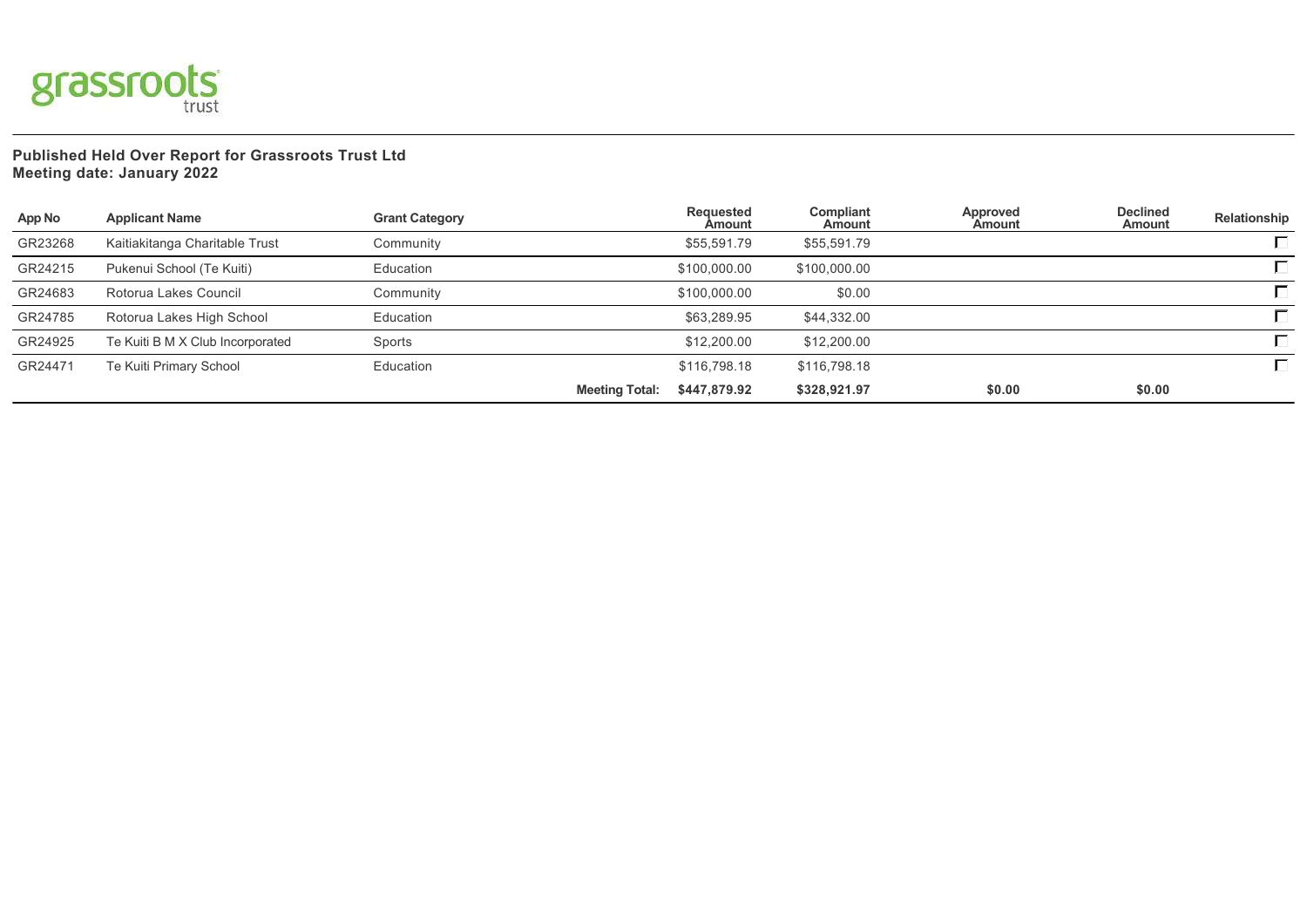grassroots trust

**Published Held Over Report for Grassroots Trust Ltd**
**Meeting date: January 2022**

| App No | Applicant Name | Grant Category | | Requested Amount | Compliant Amount | Approved Amount | Declined Amount | Relationship |
|---|---|---|---|---|---|---|---|---|
| GR23268 | Kaitiakitanga Charitable Trust | Community | | $55,591.79 | $55,591.79 | | | ☐ |
| GR24215 | Pukenui School (Te Kuiti) | Education | | $100,000.00 | $100,000.00 | | | ☐ |
| GR24683 | Rotorua Lakes Council | Community | | $100,000.00 | $0.00 | | | ☐ |
| GR24785 | Rotorua Lakes High School | Education | | $63,289.95 | $44,332.00 | | | ☐ |
| GR24925 | Te Kuiti B M X Club Incorporated | Sports | | $12,200.00 | $12,200.00 | | | ☐ |
| GR24471 | Te Kuiti Primary School | Education | | $116,798.18 | $116,798.18 | | | ☐ |
| | | | **Meeting Total:** | **$447,879.92** | **$328,921.97** | **$0.00** | **$0.00** | |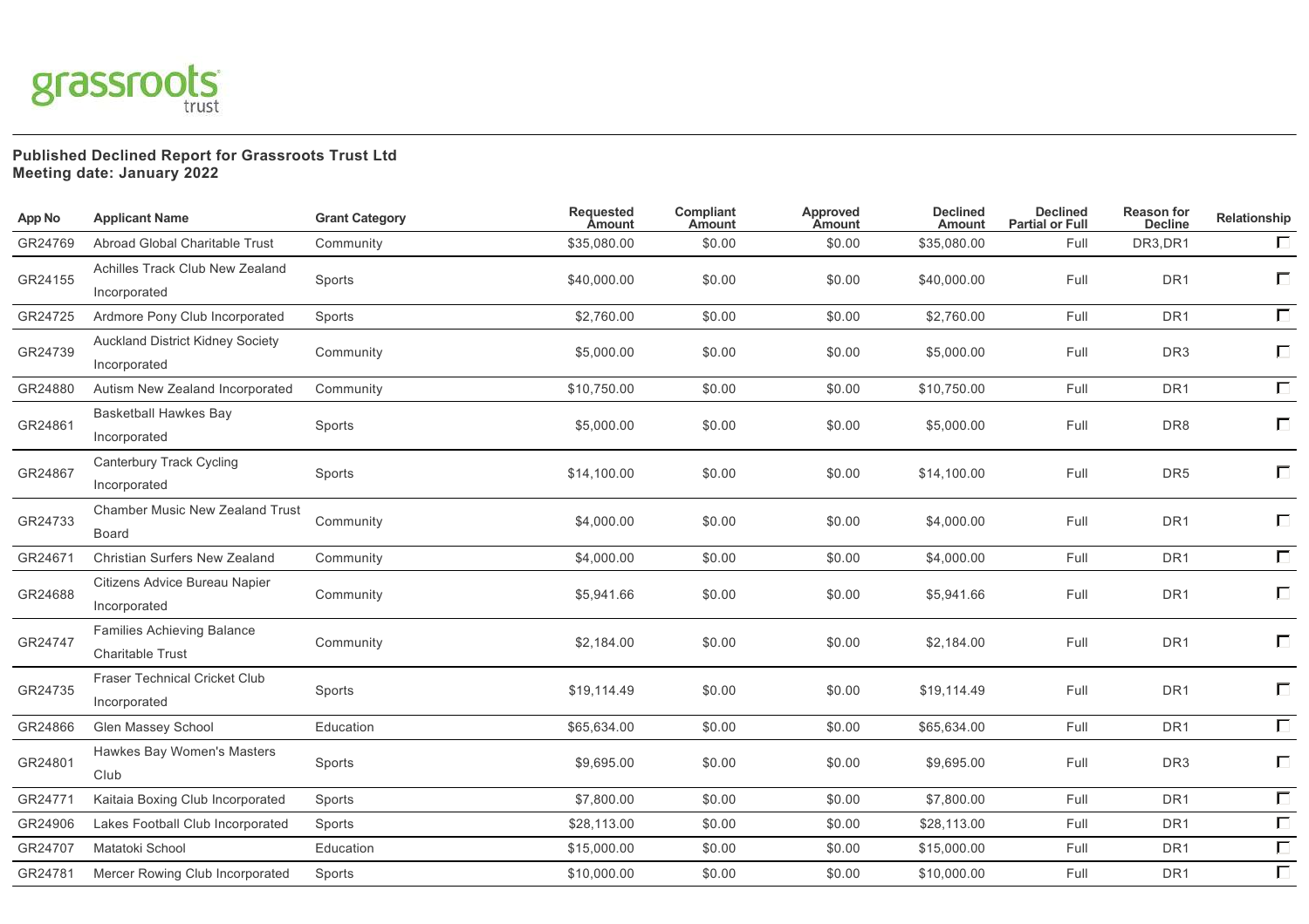grassroots trust

**Published Declined Report for Grassroots Trust Ltd**
**Meeting date: January 2022**

| App No | Applicant Name | Grant Category | Requested Amount | Compliant Amount | Approved Amount | Declined Amount | Declined Partial or Full | Reason for Decline | Relationship |
|---|---|---|---|---|---|---|---|---|---|
| GR24769 | Abroad Global Charitable Trust | Community | $35,080.00 | $0.00 | $0.00 | $35,080.00 | Full | DR3,DR1 | ☐ |
| GR24155 | Achilles Track Club New Zealand Incorporated | Sports | $40,000.00 | $0.00 | $0.00 | $40,000.00 | Full | DR1 | ☐ |
| GR24725 | Ardmore Pony Club Incorporated | Sports | $2,760.00 | $0.00 | $0.00 | $2,760.00 | Full | DR1 | ☐ |
| GR24739 | Auckland District Kidney Society Incorporated | Community | $5,000.00 | $0.00 | $0.00 | $5,000.00 | Full | DR3 | ☐ |
| GR24880 | Autism New Zealand Incorporated | Community | $10,750.00 | $0.00 | $0.00 | $10,750.00 | Full | DR1 | ☐ |
| GR24861 | Basketball Hawkes Bay Incorporated | Sports | $5,000.00 | $0.00 | $0.00 | $5,000.00 | Full | DR8 | ☐ |
| GR24867 | Canterbury Track Cycling Incorporated | Sports | $14,100.00 | $0.00 | $0.00 | $14,100.00 | Full | DR5 | ☐ |
| GR24733 | Chamber Music New Zealand Trust Board | Community | $4,000.00 | $0.00 | $0.00 | $4,000.00 | Full | DR1 | ☐ |
| GR24671 | Christian Surfers New Zealand | Community | $4,000.00 | $0.00 | $0.00 | $4,000.00 | Full | DR1 | ☐ |
| GR24688 | Citizens Advice Bureau Napier Incorporated | Community | $5,941.66 | $0.00 | $0.00 | $5,941.66 | Full | DR1 | ☐ |
| GR24747 | Families Achieving Balance Charitable Trust | Community | $2,184.00 | $0.00 | $0.00 | $2,184.00 | Full | DR1 | ☐ |
| GR24735 | Fraser Technical Cricket Club Incorporated | Sports | $19,114.49 | $0.00 | $0.00 | $19,114.49 | Full | DR1 | ☐ |
| GR24866 | Glen Massey School | Education | $65,634.00 | $0.00 | $0.00 | $65,634.00 | Full | DR1 | ☐ |
| GR24801 | Hawkes Bay Women's Masters Club | Sports | $9,695.00 | $0.00 | $0.00 | $9,695.00 | Full | DR3 | ☐ |
| GR24771 | Kaitaia Boxing Club Incorporated | Sports | $7,800.00 | $0.00 | $0.00 | $7,800.00 | Full | DR1 | ☐ |
| GR24906 | Lakes Football Club Incorporated | Sports | $28,113.00 | $0.00 | $0.00 | $28,113.00 | Full | DR1 | ☐ |
| GR24707 | Matatoki School | Education | $15,000.00 | $0.00 | $0.00 | $15,000.00 | Full | DR1 | ☐ |
| GR24781 | Mercer Rowing Club Incorporated | Sports | $10,000.00 | $0.00 | $0.00 | $10,000.00 | Full | DR1 | ☐ |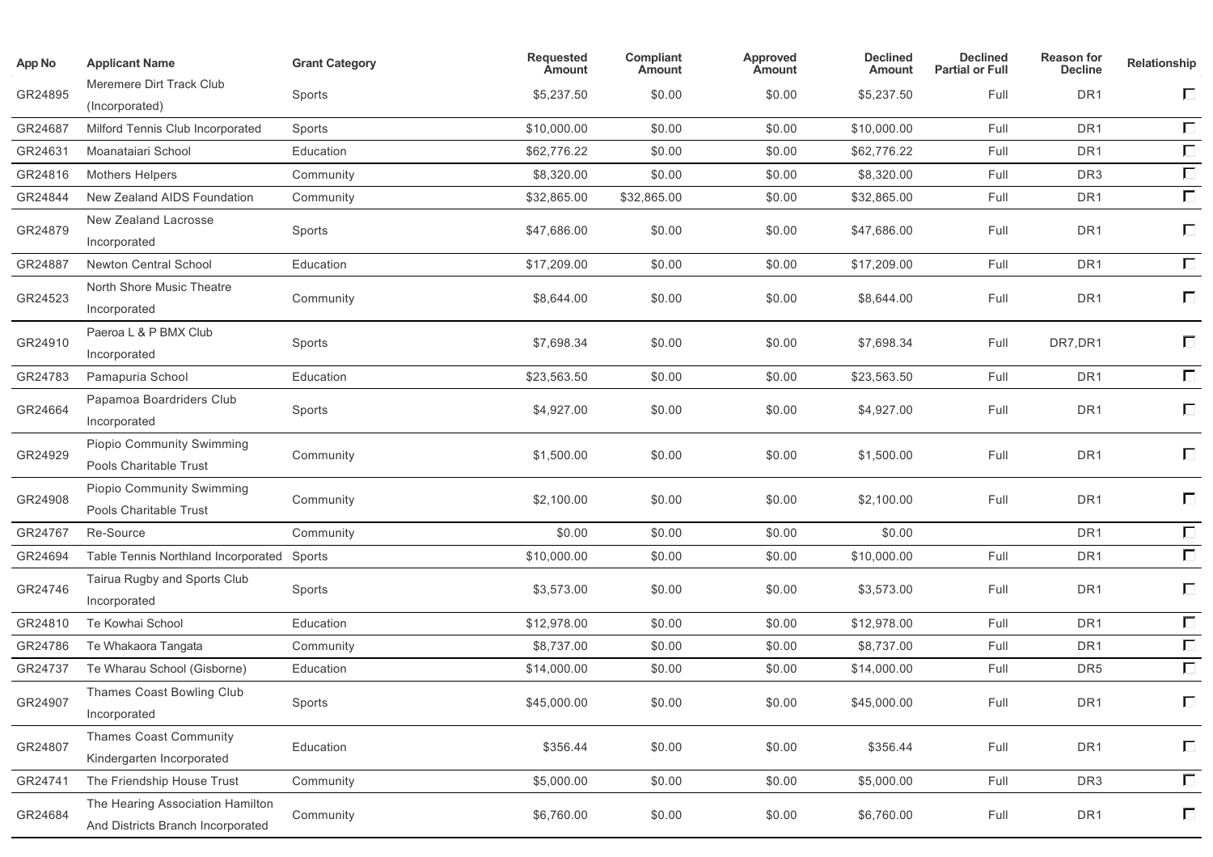| App No | Applicant Name | Grant Category | Requested Amount | Compliant Amount | Approved Amount | Declined Amount | Declined Partial or Full | Reason for Decline | Relationship |
|---|---|---|---|---|---|---|---|---|---|
| GR24895 | Meremere Dirt Track Club (Incorporated) | Sports | $5,237.50 | $0.00 | $0.00 | $5,237.50 | Full | DR1 | ☐ |
| GR24687 | Milford Tennis Club Incorporated | Sports | $10,000.00 | $0.00 | $0.00 | $10,000.00 | Full | DR1 | ☐ |
| GR24631 | Moanataiari School | Education | $62,776.22 | $0.00 | $0.00 | $62,776.22 | Full | DR1 | ☐ |
| GR24816 | Mothers Helpers | Community | $8,320.00 | $0.00 | $0.00 | $8,320.00 | Full | DR3 | ☐ |
| GR24844 | New Zealand AIDS Foundation | Community | $32,865.00 | $32,865.00 | $0.00 | $32,865.00 | Full | DR1 | ☐ |
| GR24879 | New Zealand Lacrosse Incorporated | Sports | $47,686.00 | $0.00 | $0.00 | $47,686.00 | Full | DR1 | ☐ |
| GR24887 | Newton Central School | Education | $17,209.00 | $0.00 | $0.00 | $17,209.00 | Full | DR1 | ☐ |
| GR24523 | North Shore Music Theatre Incorporated | Community | $8,644.00 | $0.00 | $0.00 | $8,644.00 | Full | DR1 | ☐ |
| GR24910 | Paeroa L & P BMX Club Incorporated | Sports | $7,698.34 | $0.00 | $0.00 | $7,698.34 | Full | DR7,DR1 | ☐ |
| GR24783 | Pamapuria School | Education | $23,563.50 | $0.00 | $0.00 | $23,563.50 | Full | DR1 | ☐ |
| GR24664 | Papamoa Boardriders Club Incorporated | Sports | $4,927.00 | $0.00 | $0.00 | $4,927.00 | Full | DR1 | ☐ |
| GR24929 | Piopio Community Swimming Pools Charitable Trust | Community | $1,500.00 | $0.00 | $0.00 | $1,500.00 | Full | DR1 | ☐ |
| GR24908 | Piopio Community Swimming Pools Charitable Trust | Community | $2,100.00 | $0.00 | $0.00 | $2,100.00 | Full | DR1 | ☐ |
| GR24767 | Re-Source | Community | $0.00 | $0.00 | $0.00 | $0.00 | | DR1 | ☐ |
| GR24694 | Table Tennis Northland Incorporated | Sports | $10,000.00 | $0.00 | $0.00 | $10,000.00 | Full | DR1 | ☐ |
| GR24746 | Tairua Rugby and Sports Club Incorporated | Sports | $3,573.00 | $0.00 | $0.00 | $3,573.00 | Full | DR1 | ☐ |
| GR24810 | Te Kowhai School | Education | $12,978.00 | $0.00 | $0.00 | $12,978.00 | Full | DR1 | ☐ |
| GR24786 | Te Whakaora Tangata | Community | $8,737.00 | $0.00 | $0.00 | $8,737.00 | Full | DR1 | ☐ |
| GR24737 | Te Wharau School (Gisborne) | Education | $14,000.00 | $0.00 | $0.00 | $14,000.00 | Full | DR5 | ☐ |
| GR24907 | Thames Coast Bowling Club Incorporated | Sports | $45,000.00 | $0.00 | $0.00 | $45,000.00 | Full | DR1 | ☐ |
| GR24807 | Thames Coast Community Kindergarten Incorporated | Education | $356.44 | $0.00 | $0.00 | $356.44 | Full | DR1 | ☐ |
| GR24741 | The Friendship House Trust | Community | $5,000.00 | $0.00 | $0.00 | $5,000.00 | Full | DR3 | ☐ |
| GR24684 | The Hearing Association Hamilton And Districts Branch Incorporated | Community | $6,760.00 | $0.00 | $0.00 | $6,760.00 | Full | DR1 | ☐ |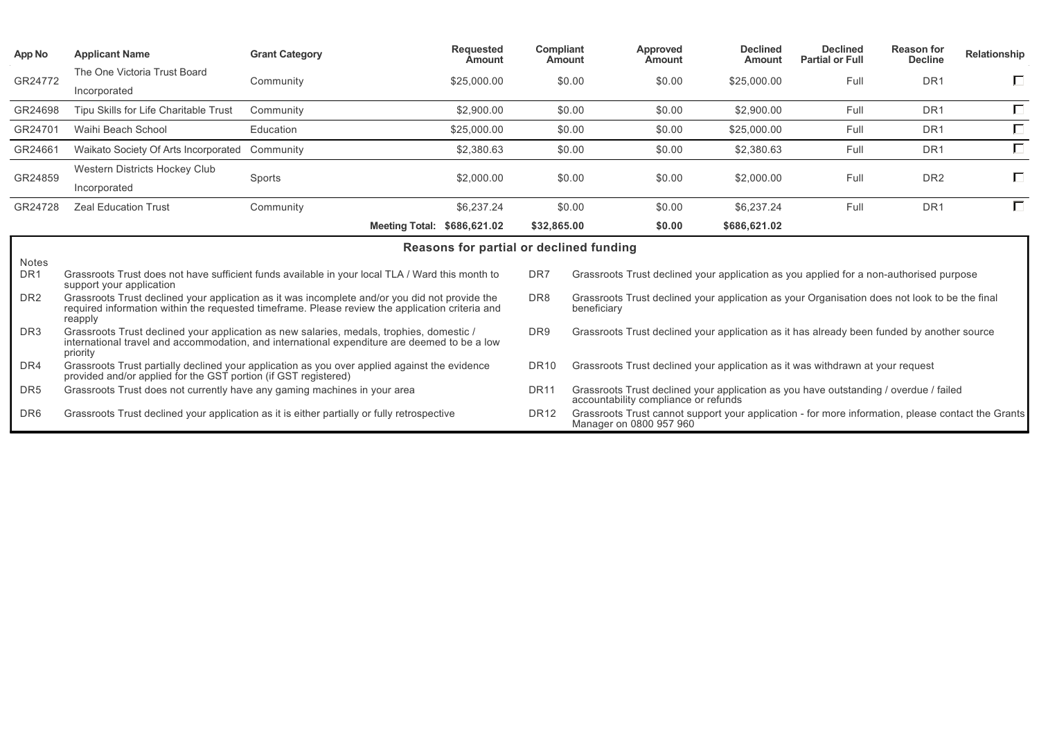| App No | Applicant Name | Grant Category | Requested Amount | Compliant Amount | Approved Amount | Declined Amount | Declined Partial or Full | Reason for Decline | Relationship |
|---|---|---|---|---|---|---|---|---|---|
| GR24772 | The One Victoria Trust Board Incorporated | Community | $25,000.00 | $0.00 | $0.00 | $25,000.00 | Full | DR1 | ☐ |
| GR24698 | Tipu Skills for Life Charitable Trust | Community | $2,900.00 | $0.00 | $0.00 | $2,900.00 | Full | DR1 | ☐ |
| GR24701 | Waihi Beach School | Education | $25,000.00 | $0.00 | $0.00 | $25,000.00 | Full | DR1 | ☐ |
| GR24661 | Waikato Society Of Arts Incorporated | Community | $2,380.63 | $0.00 | $0.00 | $2,380.63 | Full | DR1 | ☐ |
| GR24859 | Western Districts Hockey Club Incorporated | Sports | $2,000.00 | $0.00 | $0.00 | $2,000.00 | Full | DR2 | ☐ |
| GR24728 | Zeal Education Trust | Community | $6,237.24 | $0.00 | $0.00 | $6,237.24 | Full | DR1 | ☐ |
| | | Meeting Total: | $686,621.02 | $32,865.00 | $0.00 | $686,621.02 | | | |

## Reasons for partial or declined funding

Notes

| | | | |
|---|---|---|---|
| DR1 | Grassroots Trust does not have sufficient funds available in your local TLA / Ward this month to support your application | DR7 | Grassroots Trust declined your application as you applied for a non-authorised purpose |
| DR2 | Grassroots Trust declined your application as it was incomplete and/or you did not provide the required information within the requested timeframe. Please review the application criteria and reapply | DR8 | Grassroots Trust declined your application as your Organisation does not look to be the final beneficiary |
| DR3 | Grassroots Trust declined your application as new salaries, medals, trophies, domestic / international travel and accommodation, and international expenditure are deemed to be a low priority | DR9 | Grassroots Trust declined your application as it has already been funded by another source |
| DR4 | Grassroots Trust partially declined your application as you over applied against the evidence provided and/or applied for the GST portion (if GST registered) | DR10 | Grassroots Trust declined your application as it was withdrawn at your request |
| DR5 | Grassroots Trust does not currently have any gaming machines in your area | DR11 | Grassroots Trust declined your application as you have outstanding / overdue / failed accountability compliance or refunds |
| DR6 | Grassroots Trust declined your application as it is either partially or fully retrospective | DR12 | Grassroots Trust cannot support your application - for more information, please contact the Grants Manager on 0800 957 960 |